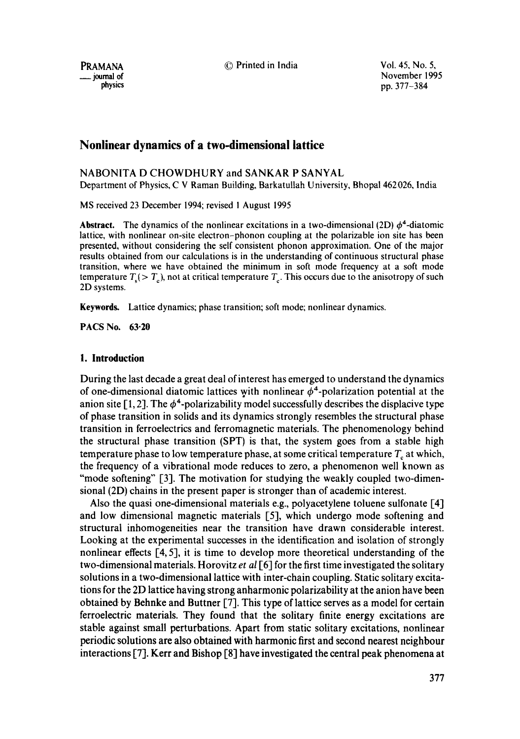# Nonlinear dynamics of a two-dimensional lattice

NABONITA D CHOWDHURY and SANKAR P SANYAL

Department of Physics, C V Raman Building, Barkatullah University, Bhopal 462026, India

MS received 23 December 1994; revised 1 August 1995

**Abstract.** The dynamics of the nonlinear excitations in a two-dimensional (2D) $\phi^4$-diatomic lattice, with nonlinear on-site electron–phonon coupling at the polarizable ion site has been presented, without considering the self consistent phonon approximation. One of the major results obtained from our calculations is in the understanding of continuous structural phase transition, where we have obtained the minimum in soft mode frequency at a soft mode temperature $T_s(> T_c)$, not at critical temperature $T_c$. This occurs due to the anisotropy of such 2D systems.

**Keywords.** Lattice dynamics; phase transition; soft mode; nonlinear dynamics.

**PACS No. 63·20**

## 1. Introduction

During the last decade a great deal of interest has emerged to understand the dynamics of one-dimensional diatomic lattices with nonlinear $\phi^4$-polarization potential at the anion site [1, 2]. The $\phi^4$-polarizability model successfully describes the displacive type of phase transition in solids and its dynamics strongly resembles the structural phase transition in ferroelectrics and ferromagnetic materials. The phenomenology behind the structural phase transition (SPT) is that, the system goes from a stable high temperature phase to low temperature phase, at some critical temperature $T_c$ at which, the frequency of a vibrational mode reduces to zero, a phenomenon well known as "mode softening" [3]. The motivation for studying the weakly coupled two-dimensional (2D) chains in the present paper is stronger than of academic interest.

Also the quasi one-dimensional materials e.g., polyacetylene toluene sulfonate [4] and low dimensional magnetic materials [5], which undergo mode softening and structural inhomogeneities near the transition have drawn considerable interest. Looking at the experimental successes in the identification and isolation of strongly nonlinear effects [4, 5], it is time to develop more theoretical understanding of the two-dimensional materials. Horovitz *et al* [6] for the first time investigated the solitary solutions in a two-dimensional lattice with inter-chain coupling. Static solitary excitations for the 2D lattice having strong anharmonic polarizability at the anion have been obtained by Behnke and Buttner [7]. This type of lattice serves as a model for certain ferroelectric materials. They found that the solitary finite energy excitations are stable against small perturbations. Apart from static solitary excitations, nonlinear periodic solutions are also obtained with harmonic first and second nearest neighbour interactions [7]. Kerr and Bishop [8] have investigated the central peak phenomena at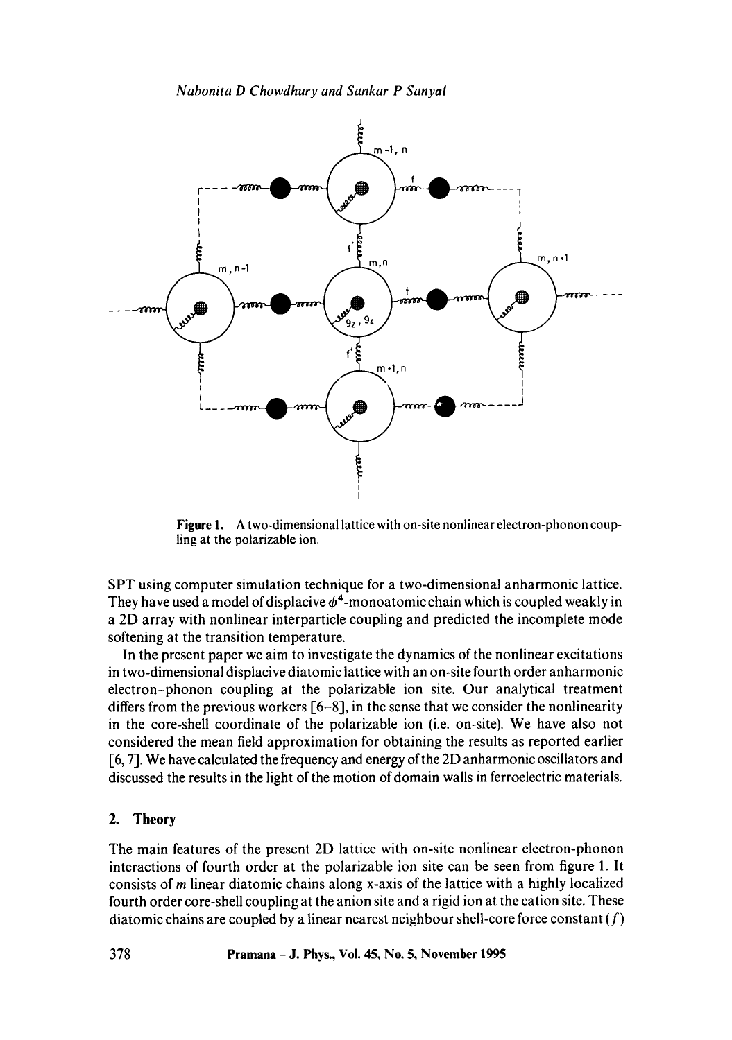Figure 1. A two-dimensional lattice with on-site nonlinear electron-phonon coupling at the polarizable ion.

SPT using computer simulation technique for a two-dimensional anharmonic lattice. They have used a model of displacive $\phi^4$-monoatomic chain which is coupled weakly in a 2D array with nonlinear interparticle coupling and predicted the incomplete mode softening at the transition temperature.

In the present paper we aim to investigate the dynamics of the nonlinear excitations in two-dimensional displacive diatomic lattice with an on-site fourth order anharmonic electron–phonon coupling at the polarizable ion site. Our analytical treatment differs from the previous workers [6–8], in the sense that we consider the nonlinearity in the core-shell coordinate of the polarizable ion (i.e. on-site). We have also not considered the mean field approximation for obtaining the results as reported earlier [6, 7]. We have calculated the frequency and energy of the 2D anharmonic oscillators and discussed the results in the light of the motion of domain walls in ferroelectric materials.

## 2. Theory

The main features of the present 2D lattice with on-site nonlinear electron-phonon interactions of fourth order at the polarizable ion site can be seen from figure 1. It consists of $m$ linear diatomic chains along x-axis of the lattice with a highly localized fourth order core-shell coupling at the anion site and a rigid ion at the cation site. These diatomic chains are coupled by a linear nearest neighbour shell-core force constant ($f$)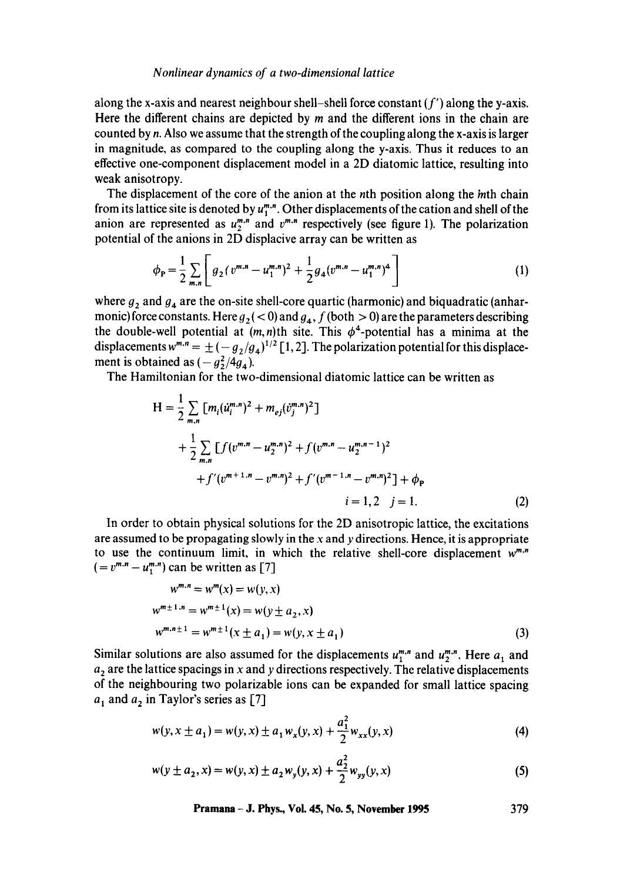along the x-axis and nearest neighbour shell–shell force constant ($f'$) along the y-axis. Here the different chains are depicted by $m$ and the different ions in the chain are counted by $n$. Also we assume that the strength of the coupling along the x-axis is larger in magnitude, as compared to the coupling along the y-axis. Thus it reduces to an effective one-component displacement model in a 2D diatomic lattice, resulting into weak anisotropy.

The displacement of the core of the anion at the $n$th position along the $m$th chain from its lattice site is denoted by $u_1^{m,n}$. Other displacements of the cation and shell of the anion are represented as $u_2^{m,n}$ and $v^{m,n}$ respectively (see figure 1). The polarization potential of the anions in 2D displacive array can be written as

$$\phi_P = \frac{1}{2}\sum_{m,n}\left[g_2(v^{m,n}-u_1^{m,n})^2 + \frac{1}{2}g_4(v^{m,n}-u_1^{m,n})^4\right] \tag{1}$$

where $g_2$ and $g_4$ are the on-site shell-core quartic (harmonic) and biquadratic (anharmonic) force constants. Here $g_2(<0)$ and $g_4$, $f$ (both $>0$) are the parameters describing the double-well potential at $(m,n)$th site. This $\phi^4$-potential has a minima at the displacements $w^{m,n} = \pm(-g_2/g_4)^{1/2}$ [1,2]. The polarization potential for this displacement is obtained as $(-g_2^2/4g_4)$.

The Hamiltonian for the two-dimensional diatomic lattice can be written as

$$\begin{aligned}
\mathrm{H} = {} & \frac{1}{2}\sum_{m,n}\left[m_i(\dot{u}_i^{m,n})^2 + m_{ej}(\dot{v}_j^{m,n})^2\right] \\
& + \frac{1}{2}\sum_{m,n}\left[f(v^{m,n}-u_2^{m,n})^2 + f(v^{m,n}-u_2^{m,n-1})^2\right. \\
& \left. + f'(v^{m+1,n}-v^{m,n})^2 + f'(v^{m-1,n}-v^{m,n})^2\right] + \phi_P \\
& \qquad i=1,2 \quad j=1.
\end{aligned} \tag{2}$$

In order to obtain physical solutions for the 2D anisotropic lattice, the excitations are assumed to be propagating slowly in the $x$ and $y$ directions. Hence, it is appropriate to use the continuum limit, in which the relative shell-core displacement $w^{m,n}$ $(= v^{m,n} - u_1^{m,n})$ can be written as [7]

$$\begin{aligned}
w^{m,n} &= w^m(x) = w(y,x) \\
w^{m\pm 1,n} &= w^{m\pm 1}(x) = w(y\pm a_2, x) \\
w^{m,n\pm 1} &= w^{m\pm 1}(x\pm a_1) = w(y, x\pm a_1)
\end{aligned} \tag{3}$$

Similar solutions are also assumed for the displacements $u_1^{m,n}$ and $u_2^{m,n}$. Here $a_1$ and $a_2$ are the lattice spacings in $x$ and $y$ directions respectively. The relative displacements of the neighbouring two polarizable ions can be expanded for small lattice spacing $a_1$ and $a_2$ in Taylor's series as [7]

$$w(y, x\pm a_1) = w(y,x) \pm a_1 w_x(y,x) + \frac{a_1^2}{2}w_{xx}(y,x) \tag{4}$$

$$w(y\pm a_2, x) = w(y,x) \pm a_2 w_y(y,x) + \frac{a_2^2}{2}w_{yy}(y,x) \tag{5}$$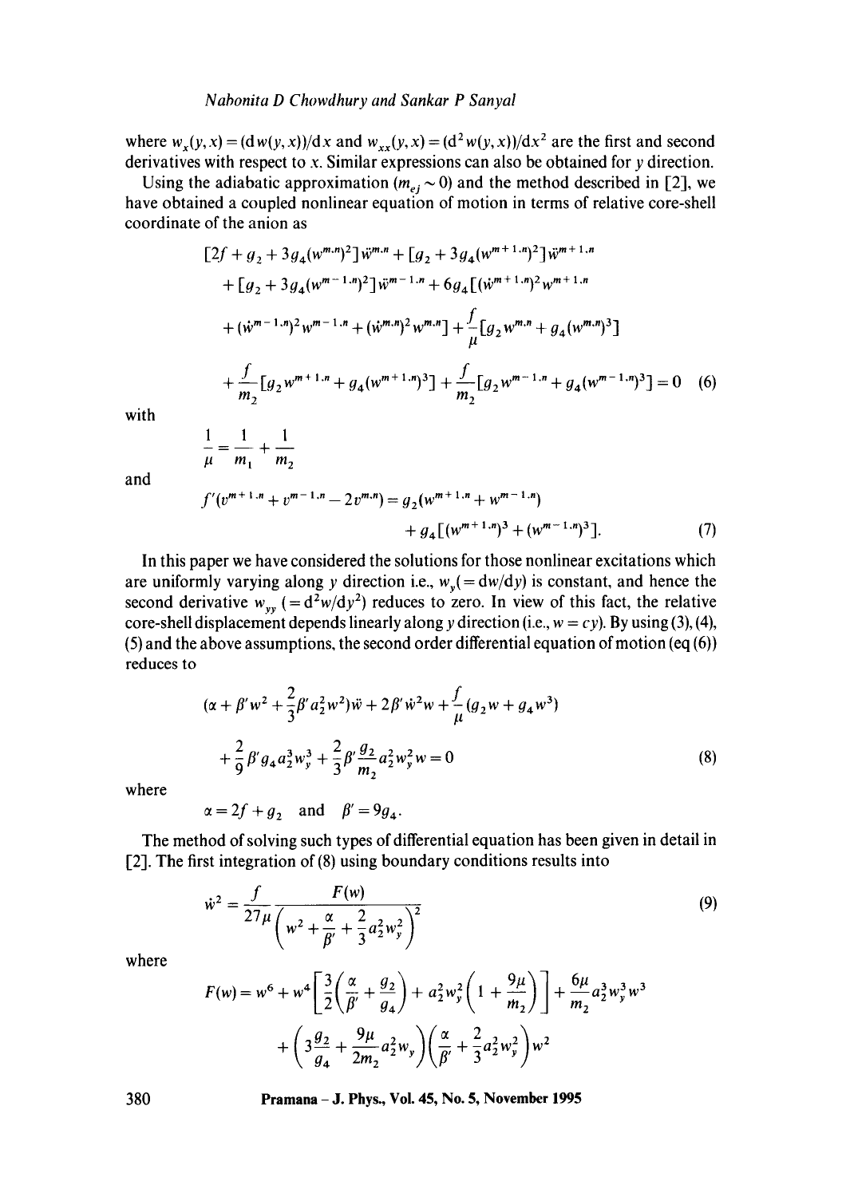where $w_x(y,x) = (\mathrm{d}w(y,x))/\mathrm{d}x$ and $w_{xx}(y,x) = (\mathrm{d}^2 w(y,x))/\mathrm{d}x^2$ are the first and second derivatives with respect to $x$. Similar expressions can also be obtained for $y$ direction.

Using the adiabatic approximation ($m_{ej} \sim 0$) and the method described in [2], we have obtained a coupled nonlinear equation of motion in terms of relative core-shell coordinate of the anion as

$$
\begin{aligned}
&[2f + g_2 + 3g_4(w^{m,n})^2]\ddot{w}^{m,n} + [g_2 + 3g_4(w^{m+1,n})^2]\ddot{w}^{m+1,n} \\
&+ [g_2 + 3g_4(w^{m-1,n})^2]\ddot{w}^{m-1,n} + 6g_4[(\dot{w}^{m+1,n})^2 w^{m+1,n} \\
&+ (\dot{w}^{m-1,n})^2 w^{m-1,n} + (\dot{w}^{m,n})^2 w^{m,n}] + \frac{f}{\mu}[g_2 w^{m,n} + g_4(w^{m,n})^3] \\
&+ \frac{f}{m_2}[g_2 w^{m+1,n} + g_4(w^{m+1,n})^3] + \frac{f}{m_2}[g_2 w^{m-1,n} + g_4(w^{m-1,n})^3] = 0 \qquad (6)
\end{aligned}
$$

with

$$
\frac{1}{\mu} = \frac{1}{m_1} + \frac{1}{m_2}
$$

and

$$
\begin{aligned}
f'(v^{m+1,n} + v^{m-1,n} - 2v^{m,n}) &= g_2(w^{m+1,n} + w^{m-1,n}) \\
&\quad + g_4[(w^{m+1,n})^3 + (w^{m-1,n})^3]. \qquad (7)
\end{aligned}
$$

In this paper we have considered the solutions for those nonlinear excitations which are uniformly varying along $y$ direction i.e., $w_y(=\mathrm{d}w/\mathrm{d}y)$ is constant, and hence the second derivative $w_{yy}$ $(=\mathrm{d}^2w/\mathrm{d}y^2)$ reduces to zero. In view of this fact, the relative core-shell displacement depends linearly along $y$ direction (i.e., $w = cy$). By using (3), (4), (5) and the above assumptions, the second order differential equation of motion (eq (6)) reduces to

$$
\begin{aligned}
&\left(\alpha + \beta' w^2 + \frac{2}{3}\beta' a_2^2 w^2\right)\ddot{w} + 2\beta' \dot{w}^2 w + \frac{f}{\mu}(g_2 w + g_4 w^3) \\
&+ \frac{2}{9}\beta' g_4 a_2^3 w_y^3 + \frac{2}{3}\beta' \frac{g_2}{m_2} a_2^2 w_y^2 w = 0 \qquad (8)
\end{aligned}
$$

where

$$
\alpha = 2f + g_2 \quad \text{and} \quad \beta' = 9g_4.
$$

The method of solving such types of differential equation has been given in detail in [2]. The first integration of (8) using boundary conditions results into

$$
\dot{w}^2 = \frac{f}{27\mu} \frac{F(w)}{\left(w^2 + \dfrac{\alpha}{\beta'} + \dfrac{2}{3}a_2^2 w_y^2\right)^2} \qquad (9)
$$

where

$$
\begin{aligned}
F(w) &= w^6 + w^4\left[\frac{3}{2}\left(\frac{\alpha}{\beta'} + \frac{g_2}{g_4}\right) + a_2^2 w_y^2\left(1 + \frac{9\mu}{m_2}\right)\right] + \frac{6\mu}{m_2} a_2^3 w_y^3 w^3 \\
&+ \left(3\frac{g_2}{g_4} + \frac{9\mu}{2m_2} a_2^2 w_y\right)\left(\frac{\alpha}{\beta'} + \frac{2}{3}a_2^2 w_y^2\right) w^2
\end{aligned}
$$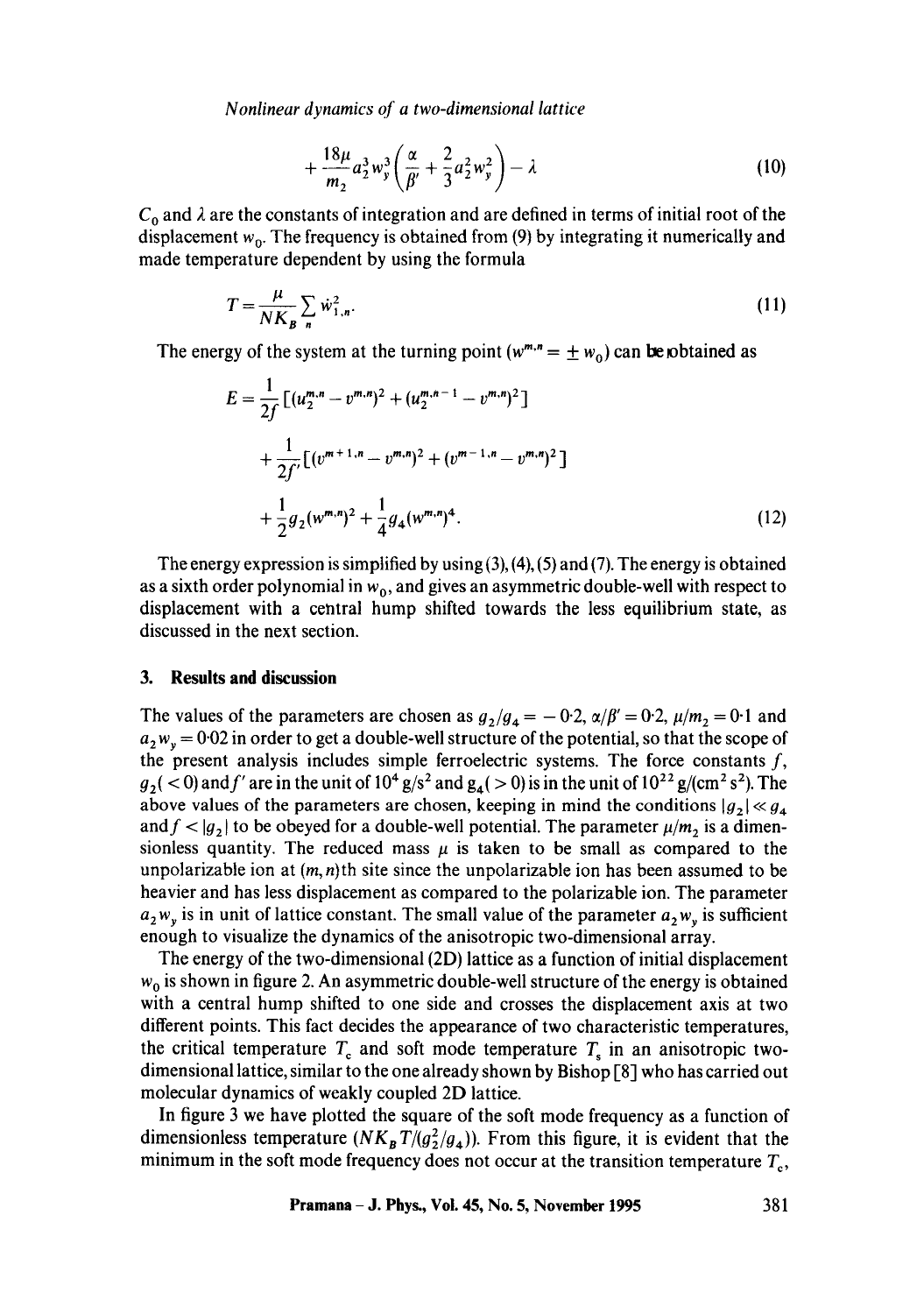$$+\frac{18\mu}{m_2}a_2^3 w_y^3\left(\frac{\alpha}{\beta'}+\frac{2}{3}a_2^2 w_y^2\right)-\lambda \tag{10}$$

$C_0$ and $\lambda$ are the constants of integration and are defined in terms of initial root of the displacement $w_0$. The frequency is obtained from (9) by integrating it numerically and made temperature dependent by using the formula

$$T=\frac{\mu}{NK_B}\sum_n \dot{w}_{1,n}^2. \tag{11}$$

The energy of the system at the turning point ($w^{m,n}=\pm w_0$) can be obtained as

$$E=\frac{1}{2f}[(u_2^{m,n}-v^{m,n})^2+(u_2^{m,n-1}-v^{m,n})^2]$$
$$+\frac{1}{2f'}[(v^{m+1,n}-v^{m,n})^2+(v^{m-1,n}-v^{m,n})^2]$$
$$+\frac{1}{2}g_2(w^{m,n})^2+\frac{1}{4}g_4(w^{m,n})^4. \tag{12}$$

The energy expression is simplified by using (3), (4), (5) and (7). The energy is obtained as a sixth order polynomial in $w_0$, and gives an asymmetric double-well with respect to displacement with a central hump shifted towards the less equilibrium state, as discussed in the next section.

## 3. Results and discussion

The values of the parameters are chosen as $g_2/g_4=-0{\cdot}2$, $\alpha/\beta'=0{\cdot}2$, $\mu/m_2=0{\cdot}1$ and $a_2 w_y=0{\cdot}02$ in order to get a double-well structure of the potential, so that the scope of the present analysis includes simple ferroelectric systems. The force constants $f$, $g_2(<0)$ and $f'$ are in the unit of $10^4$ g/s$^2$ and $g_4(>0)$ is in the unit of $10^{22}$ g/(cm$^2$ s$^2$). The above values of the parameters are chosen, keeping in mind the conditions $|g_2|\ll g_4$ and $f<|g_2|$ to be obeyed for a double-well potential. The parameter $\mu/m_2$ is a dimensionless quantity. The reduced mass $\mu$ is taken to be small as compared to the unpolarizable ion at $(m,n)$th site since the unpolarizable ion has been assumed to be heavier and has less displacement as compared to the polarizable ion. The parameter $a_2 w_y$ is in unit of lattice constant. The small value of the parameter $a_2 w_y$ is sufficient enough to visualize the dynamics of the anisotropic two-dimensional array.

The energy of the two-dimensional (2D) lattice as a function of initial displacement $w_0$ is shown in figure 2. An asymmetric double-well structure of the energy is obtained with a central hump shifted to one side and crosses the displacement axis at two different points. This fact decides the appearance of two characteristic temperatures, the critical temperature $T_c$ and soft mode temperature $T_s$ in an anisotropic two-dimensional lattice, similar to the one already shown by Bishop [8] who has carried out molecular dynamics of weakly coupled 2D lattice.

In figure 3 we have plotted the square of the soft mode frequency as a function of dimensionless temperature ($NK_B T/(g_2^2/g_4)$). From this figure, it is evident that the minimum in the soft mode frequency does not occur at the transition temperature $T_c$,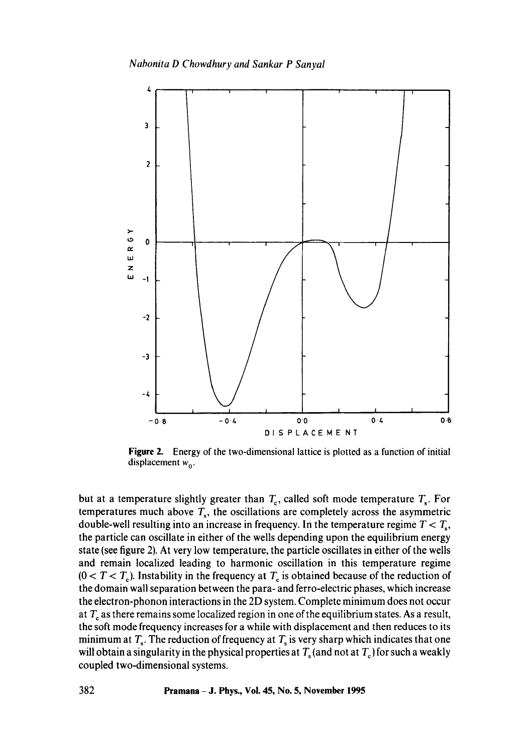Figure 2. Energy of the two-dimensional lattice is plotted as a function of initial displacement $w_0$.

but at a temperature slightly greater than $T_c$, called soft mode temperature $T_s$. For temperatures much above $T_s$, the oscillations are completely across the asymmetric double-well resulting into an increase in frequency. In the temperature regime $T < T_s$, the particle can oscillate in either of the wells depending upon the equilibrium energy state (see figure 2). At very low temperature, the particle oscillates in either of the wells and remain localized leading to harmonic oscillation in this temperature regime ($0 < T < T_c$). Instability in the frequency at $T_c$ is obtained because of the reduction of the domain wall separation between the para- and ferro-electric phases, which increase the electron-phonon interactions in the 2D system. Complete minimum does not occur at $T_c$ as there remains some localized region in one of the equilibrium states. As a result, the soft mode frequency increases for a while with displacement and then reduces to its minimum at $T_s$. The reduction of frequency at $T_s$ is very sharp which indicates that one will obtain a singularity in the physical properties at $T_s$ (and not at $T_c$) for such a weakly coupled two-dimensional systems.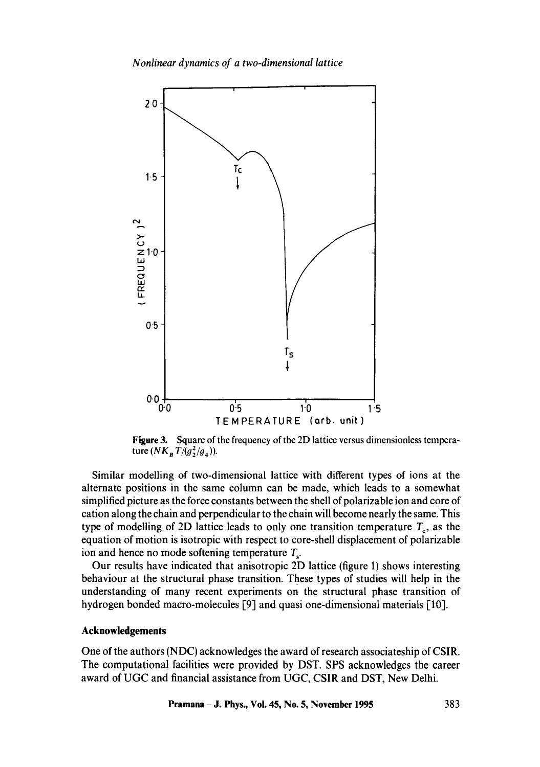**Figure 3.** Square of the frequency of the 2D lattice versus dimensionless temperature ($NK_B T/(g_2^2/g_4)$).

Similar modelling of two-dimensional lattice with different types of ions at the alternate positions in the same column can be made, which leads to a somewhat simplified picture as the force constants between the shell of polarizable ion and core of cation along the chain and perpendicular to the chain will become nearly the same. This type of modelling of 2D lattice leads to only one transition temperature $T_c$, as the equation of motion is isotropic with respect to core-shell displacement of polarizable ion and hence no mode softening temperature $T_s$.

Our results have indicated that anisotropic 2D lattice (figure 1) shows interesting behaviour at the structural phase transition. These types of studies will help in the understanding of many recent experiments on the structural phase transition of hydrogen bonded macro-molecules [9] and quasi one-dimensional materials [10].

## Acknowledgements

One of the authors (NDC) acknowledges the award of research associateship of CSIR. The computational facilities were provided by DST. SPS acknowledges the career award of UGC and financial assistance from UGC, CSIR and DST, New Delhi.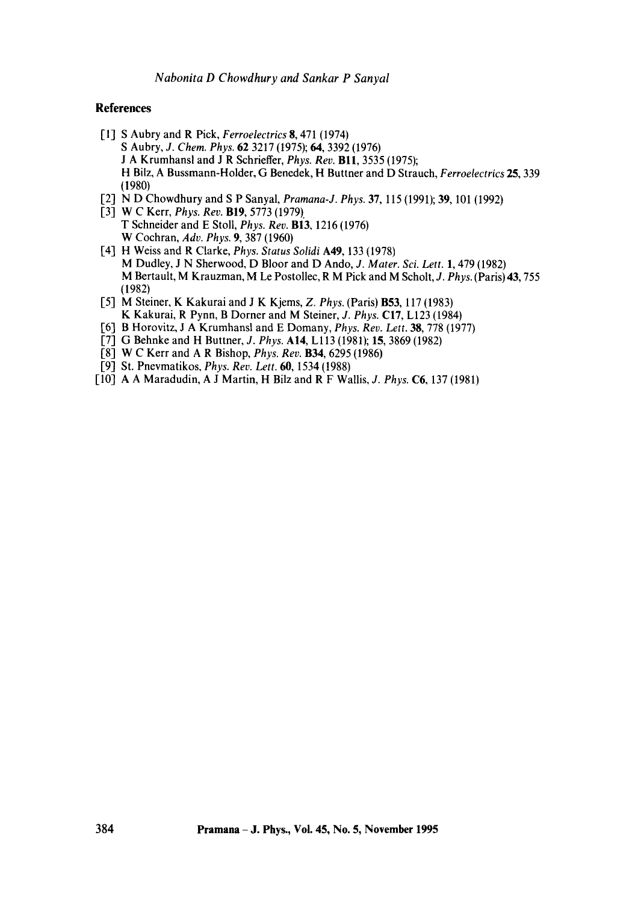## References

[1] S Aubry and R Pick, *Ferroelectrics* **8**, 471 (1974)
S Aubry, *J. Chem. Phys.* **62** 3217 (1975); **64**, 3392 (1976)
J A Krumhansl and J R Schrieffer, *Phys. Rev.* **B11**, 3535 (1975);
H Bilz, A Bussmann-Holder, G Benedek, H Buttner and D Strauch, *Ferroelectrics* **25**, 339 (1980)

[2] N D Chowdhury and S P Sanyal, *Pramana-J. Phys.* **37**, 115 (1991); **39**, 101 (1992)

[3] W C Kerr, *Phys. Rev.* **B19**, 5773 (1979)
T Schneider and E Stoll, *Phys. Rev.* **B13**, 1216 (1976)
W Cochran, *Adv. Phys.* **9**, 387 (1960)

[4] H Weiss and R Clarke, *Phys. Status Solidi* **A49**, 133 (1978)
M Dudley, J N Sherwood, D Bloor and D Ando, *J. Mater. Sci. Lett.* **1**, 479 (1982)
M Bertault, M Krauzman, M Le Postollec, R M Pick and M Scholt, *J. Phys.* (Paris) **43**, 755 (1982)

[5] M Steiner, K Kakurai and J K Kjems, *Z. Phys.* (Paris) **B53**, 117 (1983)
K Kakurai, R Pynn, B Dorner and M Steiner, *J. Phys.* **C17**, L123 (1984)

[6] B Horovitz, J A Krumhansl and E Domany, *Phys. Rev. Lett.* **38**, 778 (1977)

[7] G Behnke and H Buttner, *J. Phys.* **A14**, L113 (1981); **15**, 3869 (1982)

[8] W C Kerr and A R Bishop, *Phys. Rev.* **B34**, 6295 (1986)

[9] St. Pnevmatikos, *Phys. Rev. Lett.* **60**, 1534 (1988)

[10] A A Maradudin, A J Martin, H Bilz and R F Wallis, *J. Phys.* **C6**, 137 (1981)